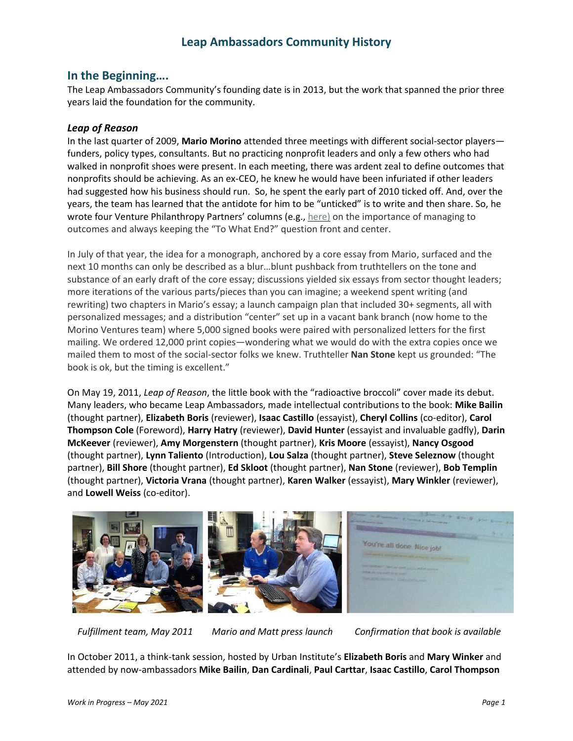# Leap Ambassadors Community History

## In the Beginning….

The Leap Ambassadors Community's founding date is in 2013, but the work that spanned the prior three years laid the foundation for the community.

### *Leap of Reason*

In the last quarter of 2009, **Mario Morino** attended three meetings with different social-sector players—funders, policy types, consultants. But no practicing nonprofit leaders and only a few others who had walked in nonprofit shoes were present. In each meeting, there was ardent zeal to define outcomes that nonprofits should be achieving. As an ex-CEO, he knew he would have been infuriated if other leaders had suggested how his business should run. So, he spent the early part of 2010 ticked off. And, over the years, the team has learned that the antidote for him to be "unticked" is to write and then share. So, he wrote four Venture Philanthropy Partners' columns (e.g., here) on the importance of managing to outcomes and always keeping the "To What End?" question front and center.

In July of that year, the idea for a monograph, anchored by a core essay from Mario, surfaced and the next 10 months can only be described as a blur…blunt pushback from truthtellers on the tone and substance of an early draft of the core essay; discussions yielded six essays from sector thought leaders; more iterations of the various parts/pieces than you can imagine; a weekend spent writing (and rewriting) two chapters in Mario's essay; a launch campaign plan that included 30+ segments, all with personalized messages; and a distribution "center" set up in a vacant bank branch (now home to the Morino Ventures team) where 5,000 signed books were paired with personalized letters for the first mailing. We ordered 12,000 print copies—wondering what we would do with the extra copies once we mailed them to most of the social-sector folks we knew. Truthteller **Nan Stone** kept us grounded: "The book is ok, but the timing is excellent."

On May 19, 2011, *Leap of Reason*, the little book with the "radioactive broccoli" cover made its debut. Many leaders, who became Leap Ambassadors, made intellectual contributions to the book: **Mike Bailin** (thought partner), **Elizabeth Boris** (reviewer), **Isaac Castillo** (essayist), **Cheryl Collins** (co-editor), **Carol Thompson Cole** (Foreword), **Harry Hatry** (reviewer), **David Hunter** (essayist and invaluable gadfly), **Darin McKeever** (reviewer), **Amy Morgenstern** (thought partner), **Kris Moore** (essayist), **Nancy Osgood** (thought partner), **Lynn Taliento** (Introduction), **Lou Salza** (thought partner), **Steve Seleznow** (thought partner), **Bill Shore** (thought partner), **Ed Skloot** (thought partner), **Nan Stone** (reviewer), **Bob Templin** (thought partner), **Victoria Vrana** (thought partner), **Karen Walker** (essayist), **Mary Winkler** (reviewer), and **Lowell Weiss** (co-editor).

*Fulfillment team, May 2011* — *Mario and Matt press launch* — *Confirmation that book is available*

In October 2011, a think-tank session, hosted by Urban Institute's **Elizabeth Boris** and **Mary Winker** and attended by now-ambassadors **Mike Bailin**, **Dan Cardinali**, **Paul Carttar**, **Isaac Castillo**, **Carol Thompson**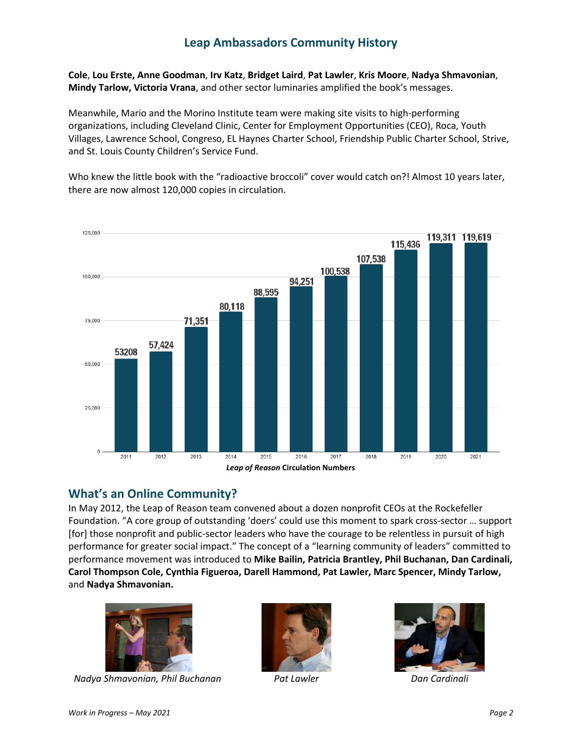## Leap Ambassadors Community History

**Cole**, **Lou Erste, Anne Goodman**, **Irv Katz**, **Bridget Laird**, **Pat Lawler**, **Kris Moore**, **Nadya Shmavonian**, **Mindy Tarlow, Victoria Vrana**, and other sector luminaries amplified the book's messages.

Meanwhile, Mario and the Morino Institute team were making site visits to high-performing organizations, including Cleveland Clinic, Center for Employment Opportunities (CEO), Roca, Youth Villages, Lawrence School, Congreso, EL Haynes Charter School, Friendship Public Charter School, Strive, and St. Louis County Children's Service Fund.

Who knew the little book with the "radioactive broccoli" cover would catch on?! Almost 10 years later, there are now almost 120,000 copies in circulation.

| Year | Circulation |
|---|---|
| 2011 | 53208 |
| 2012 | 57,424 |
| 2013 | 71,351 |
| 2014 | 80,118 |
| 2015 | 88,595 |
| 2016 | 94,251 |
| 2017 | 100,538 |
| 2018 | 107,538 |
| 2019 | 115,436 |
| 2020 | 119,311 |
| 2021 | 119,619 |

***Leap of Reason*** **Circulation Numbers**

## What's an Online Community?

In May 2012, the Leap of Reason team convened about a dozen nonprofit CEOs at the Rockefeller Foundation. "A core group of outstanding 'doers' could use this moment to spark cross-sector … support [for] those nonprofit and public-sector leaders who have the courage to be relentless in pursuit of high performance for greater social impact." The concept of a "learning community of leaders" committed to performance movement was introduced to **Mike Bailin, Patricia Brantley, Phil Buchanan, Dan Cardinali, Carol Thompson Cole, Cynthia Figueroa, Darell Hammond, Pat Lawler, Marc Spencer, Mindy Tarlow,** and **Nadya Shmavonian.**

*Nadya Shmavonian, Phil Buchanan*

*Pat Lawler*

*Dan Cardinali*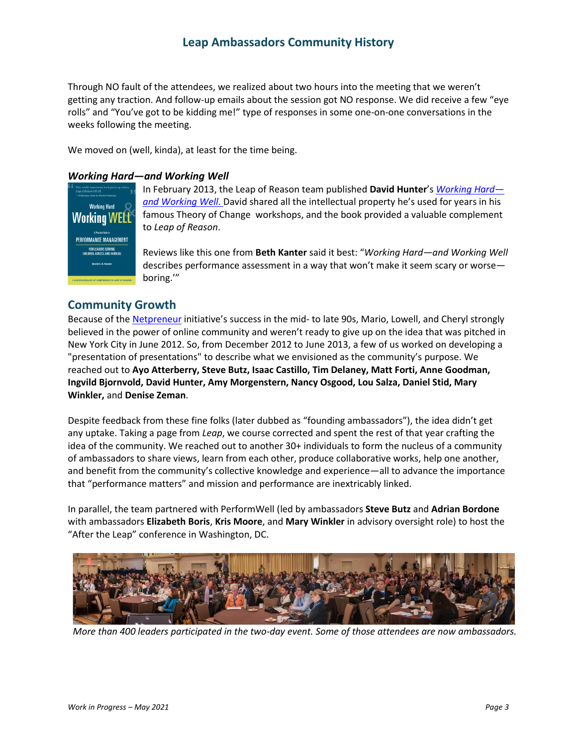Through NO fault of the attendees, we realized about two hours into the meeting that we weren't getting any traction. And follow-up emails about the session got NO response. We did receive a few "eye rolls" and "You've got to be kidding me!" type of responses in some one-on-one conversations in the weeks following the meeting.

We moved on (well, kinda), at least for the time being.

### *Working Hard—and Working Well*

In February 2013, the Leap of Reason team published **David Hunter**'s *Working Hard—and Working Well.* David shared all the intellectual property he's used for years in his famous Theory of Change workshops, and the book provided a valuable complement to *Leap of Reason*.

Reviews like this one from **Beth Kanter** said it best: "*Working Hard—and Working Well* describes performance assessment in a way that won't make it seem scary or worse—boring.'"

## Community Growth

Because of the Netpreneur initiative's success in the mid- to late 90s, Mario, Lowell, and Cheryl strongly believed in the power of online community and weren't ready to give up on the idea that was pitched in New York City in June 2012. So, from December 2012 to June 2013, a few of us worked on developing a "presentation of presentations" to describe what we envisioned as the community's purpose. We reached out to **Ayo Atterberry, Steve Butz, Isaac Castillo, Tim Delaney, Matt Forti, Anne Goodman, Ingvild Bjornvold, David Hunter, Amy Morgenstern, Nancy Osgood, Lou Salza, Daniel Stid, Mary Winkler,** and **Denise Zeman**.

Despite feedback from these fine folks (later dubbed as "founding ambassadors"), the idea didn't get any uptake. Taking a page from *Leap*, we course corrected and spent the rest of that year crafting the idea of the community. We reached out to another 30+ individuals to form the nucleus of a community of ambassadors to share views, learn from each other, produce collaborative works, help one another, and benefit from the community's collective knowledge and experience—all to advance the importance that "performance matters" and mission and performance are inextricably linked.

In parallel, the team partnered with PerformWell (led by ambassadors **Steve Butz** and **Adrian Bordone** with ambassadors **Elizabeth Boris**, **Kris Moore**, and **Mary Winkler** in advisory oversight role) to host the "After the Leap" conference in Washington, DC.

*More than 400 leaders participated in the two-day event. Some of those attendees are now ambassadors.*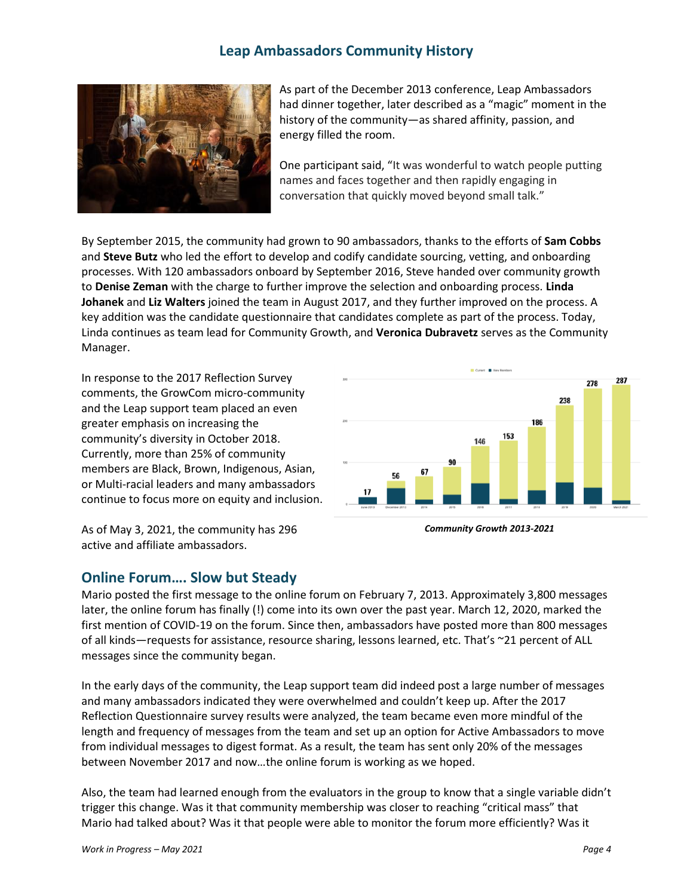## Leap Ambassadors Community History

As part of the December 2013 conference, Leap Ambassadors had dinner together, later described as a "magic" moment in the history of the community—as shared affinity, passion, and energy filled the room.

One participant said, "It was wonderful to watch people putting names and faces together and then rapidly engaging in conversation that quickly moved beyond small talk."

By September 2015, the community had grown to 90 ambassadors, thanks to the efforts of **Sam Cobbs** and **Steve Butz** who led the effort to develop and codify candidate sourcing, vetting, and onboarding processes. With 120 ambassadors onboard by September 2016, Steve handed over community growth to **Denise Zeman** with the charge to further improve the selection and onboarding process. **Linda Johanek** and **Liz Walters** joined the team in August 2017, and they further improved on the process. A key addition was the candidate questionnaire that candidates complete as part of the process. Today, Linda continues as team lead for Community Growth, and **Veronica Dubravetz** serves as the Community Manager.

In response to the 2017 Reflection Survey comments, the GrowCom micro-community and the Leap support team placed an even greater emphasis on increasing the community's diversity in October 2018. Currently, more than 25% of community members are Black, Brown, Indigenous, Asian, or Multi-racial leaders and many ambassadors continue to focus more on equity and inclusion.

As of May 3, 2021, the community has 296 active and affiliate ambassadors.

*Community Growth 2013-2021*

## Online Forum…. Slow but Steady

Mario posted the first message to the online forum on February 7, 2013. Approximately 3,800 messages later, the online forum has finally (!) come into its own over the past year. March 12, 2020, marked the first mention of COVID-19 on the forum. Since then, ambassadors have posted more than 800 messages of all kinds—requests for assistance, resource sharing, lessons learned, etc. That's ~21 percent of ALL messages since the community began.

In the early days of the community, the Leap support team did indeed post a large number of messages and many ambassadors indicated they were overwhelmed and couldn't keep up. After the 2017 Reflection Questionnaire survey results were analyzed, the team became even more mindful of the length and frequency of messages from the team and set up an option for Active Ambassadors to move from individual messages to digest format. As a result, the team has sent only 20% of the messages between November 2017 and now…the online forum is working as we hoped.

Also, the team had learned enough from the evaluators in the group to know that a single variable didn't trigger this change. Was it that community membership was closer to reaching "critical mass" that Mario had talked about? Was it that people were able to monitor the forum more efficiently? Was it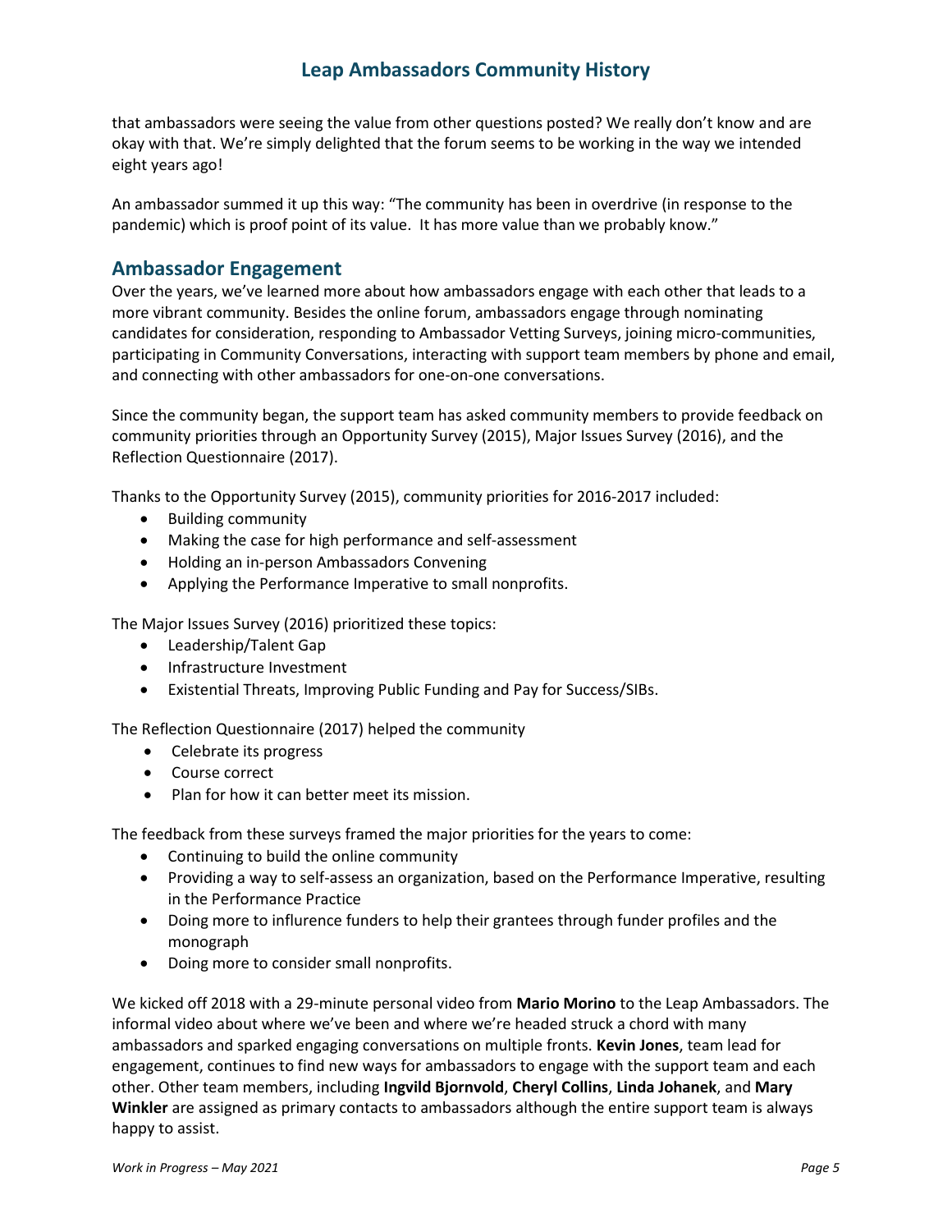that ambassadors were seeing the value from other questions posted? We really don't know and are okay with that. We're simply delighted that the forum seems to be working in the way we intended eight years ago!

An ambassador summed it up this way: "The community has been in overdrive (in response to the pandemic) which is proof point of its value. It has more value than we probably know."

## Ambassador Engagement

Over the years, we've learned more about how ambassadors engage with each other that leads to a more vibrant community. Besides the online forum, ambassadors engage through nominating candidates for consideration, responding to Ambassador Vetting Surveys, joining micro-communities, participating in Community Conversations, interacting with support team members by phone and email, and connecting with other ambassadors for one-on-one conversations.

Since the community began, the support team has asked community members to provide feedback on community priorities through an Opportunity Survey (2015), Major Issues Survey (2016), and the Reflection Questionnaire (2017).

Thanks to the Opportunity Survey (2015), community priorities for 2016-2017 included:

- Building community
- Making the case for high performance and self-assessment
- Holding an in-person Ambassadors Convening
- Applying the Performance Imperative to small nonprofits.

The Major Issues Survey (2016) prioritized these topics:

- Leadership/Talent Gap
- Infrastructure Investment
- Existential Threats, Improving Public Funding and Pay for Success/SIBs.

The Reflection Questionnaire (2017) helped the community

- Celebrate its progress
- Course correct
- Plan for how it can better meet its mission.

The feedback from these surveys framed the major priorities for the years to come:

- Continuing to build the online community
- Providing a way to self-assess an organization, based on the Performance Imperative, resulting in the Performance Practice
- Doing more to influence funders to help their grantees through funder profiles and the monograph
- Doing more to consider small nonprofits.

We kicked off 2018 with a 29-minute personal video from **Mario Morino** to the Leap Ambassadors. The informal video about where we've been and where we're headed struck a chord with many ambassadors and sparked engaging conversations on multiple fronts. **Kevin Jones**, team lead for engagement, continues to find new ways for ambassadors to engage with the support team and each other. Other team members, including **Ingvild Bjornvold**, **Cheryl Collins**, **Linda Johanek**, and **Mary Winkler** are assigned as primary contacts to ambassadors although the entire support team is always happy to assist.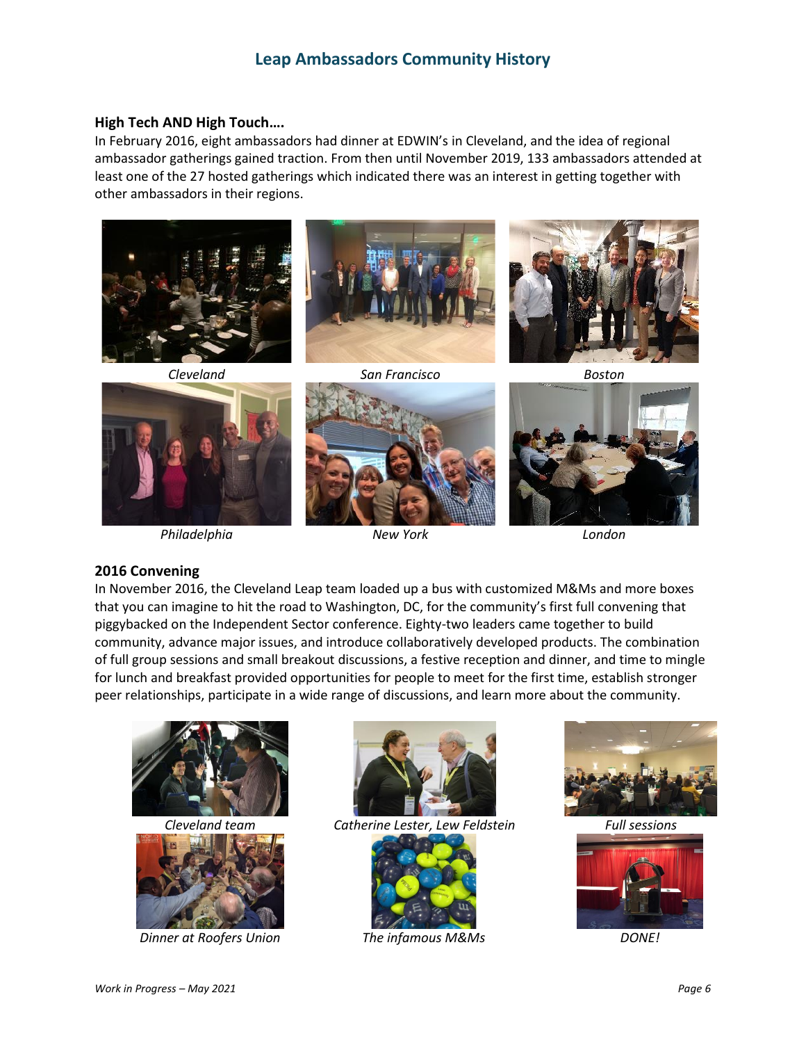# Leap Ambassadors Community History

### High Tech AND High Touch….

In February 2016, eight ambassadors had dinner at EDWIN's in Cleveland, and the idea of regional ambassador gatherings gained traction. From then until November 2019, 133 ambassadors attended at least one of the 27 hosted gatherings which indicated there was an interest in getting together with other ambassadors in their regions.

*Cleveland*

*San Francisco*

*Boston*

*Philadelphia*

*New York*

*London*

### 2016 Convening

In November 2016, the Cleveland Leap team loaded up a bus with customized M&Ms and more boxes that you can imagine to hit the road to Washington, DC, for the community's first full convening that piggybacked on the Independent Sector conference. Eighty-two leaders came together to build community, advance major issues, and introduce collaboratively developed products. The combination of full group sessions and small breakout discussions, a festive reception and dinner, and time to mingle for lunch and breakfast provided opportunities for people to meet for the first time, establish stronger peer relationships, participate in a wide range of discussions, and learn more about the community.

*Cleveland team*

*Catherine Lester, Lew Feldstein*

*Full sessions*

*Dinner at Roofers Union*

*The infamous M&Ms*

*DONE!*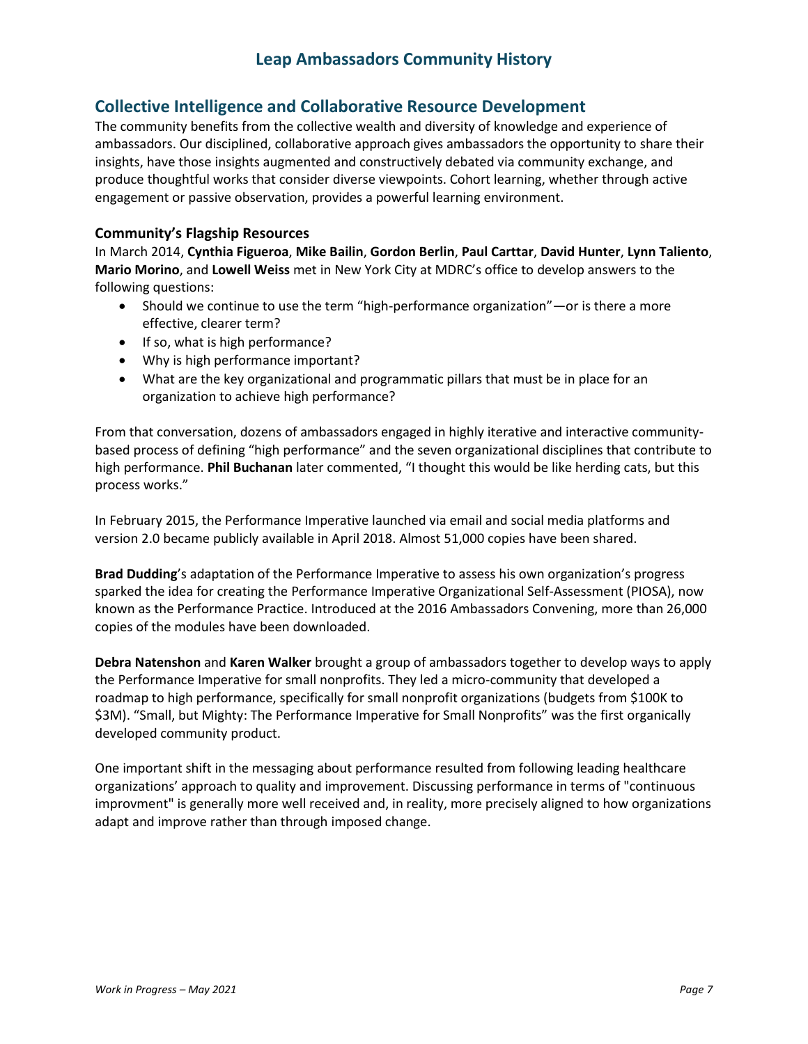## Collective Intelligence and Collaborative Resource Development

The community benefits from the collective wealth and diversity of knowledge and experience of ambassadors. Our disciplined, collaborative approach gives ambassadors the opportunity to share their insights, have those insights augmented and constructively debated via community exchange, and produce thoughtful works that consider diverse viewpoints. Cohort learning, whether through active engagement or passive observation, provides a powerful learning environment.

### Community's Flagship Resources

In March 2014, **Cynthia Figueroa**, **Mike Bailin**, **Gordon Berlin**, **Paul Carttar**, **David Hunter**, **Lynn Taliento**, **Mario Morino**, and **Lowell Weiss** met in New York City at MDRC's office to develop answers to the following questions:

- Should we continue to use the term "high-performance organization"—or is there a more effective, clearer term?
- If so, what is high performance?
- Why is high performance important?
- What are the key organizational and programmatic pillars that must be in place for an organization to achieve high performance?

From that conversation, dozens of ambassadors engaged in highly iterative and interactive community-based process of defining "high performance" and the seven organizational disciplines that contribute to high performance. **Phil Buchanan** later commented, "I thought this would be like herding cats, but this process works."

In February 2015, the Performance Imperative launched via email and social media platforms and version 2.0 became publicly available in April 2018. Almost 51,000 copies have been shared.

**Brad Dudding**'s adaptation of the Performance Imperative to assess his own organization's progress sparked the idea for creating the Performance Imperative Organizational Self-Assessment (PIOSA), now known as the Performance Practice. Introduced at the 2016 Ambassadors Convening, more than 26,000 copies of the modules have been downloaded.

**Debra Natenshon** and **Karen Walker** brought a group of ambassadors together to develop ways to apply the Performance Imperative for small nonprofits. They led a micro-community that developed a roadmap to high performance, specifically for small nonprofit organizations (budgets from $100K to $3M). "Small, but Mighty: The Performance Imperative for Small Nonprofits" was the first organically developed community product.

One important shift in the messaging about performance resulted from following leading healthcare organizations' approach to quality and improvement. Discussing performance in terms of "continuous improvment" is generally more well received and, in reality, more precisely aligned to how organizations adapt and improve rather than through imposed change.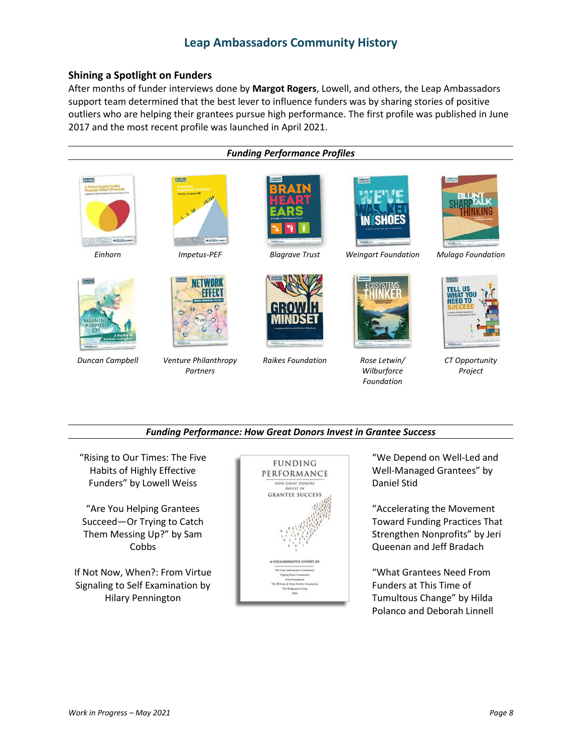# Leap Ambassadors Community History

## Shining a Spotlight on Funders

After months of funder interviews done by **Margot Rogers**, Lowell, and others, the Leap Ambassadors support team determined that the best lever to influence funders was by sharing stories of positive outliers who are helping their grantees pursue high performance. The first profile was published in June 2017 and the most recent profile was launched in April 2021.

### *Funding Performance Profiles*

*Einhorn*

*Impetus-PEF*

*Blagrave Trust*

*Weingart Foundation*

*Mulago Foundation*

*Duncan Campbell*

*Venture Philanthropy Partners*

*Raikes Foundation*

*Rose Letwin/ Wilburforce Foundation*

*CT Opportunity Project*

### *Funding Performance: How Great Donors Invest in Grantee Success*

"Rising to Our Times: The Five Habits of Highly Effective Funders" by Lowell Weiss

"Are You Helping Grantees Succeed—Or Trying to Catch Them Messing Up?" by Sam Cobbs

If Not Now, When?: From Virtue Signaling to Self Examination by Hilary Pennington

"We Depend on Well-Led and Well-Managed Grantees" by Daniel Stid

"Accelerating the Movement Toward Funding Practices That Strengthen Nonprofits" by Jeri Queenan and Jeff Bradach

"What Grantees Need From Funders at This Time of Tumultous Change" by Hilda Polanco and Deborah Linnell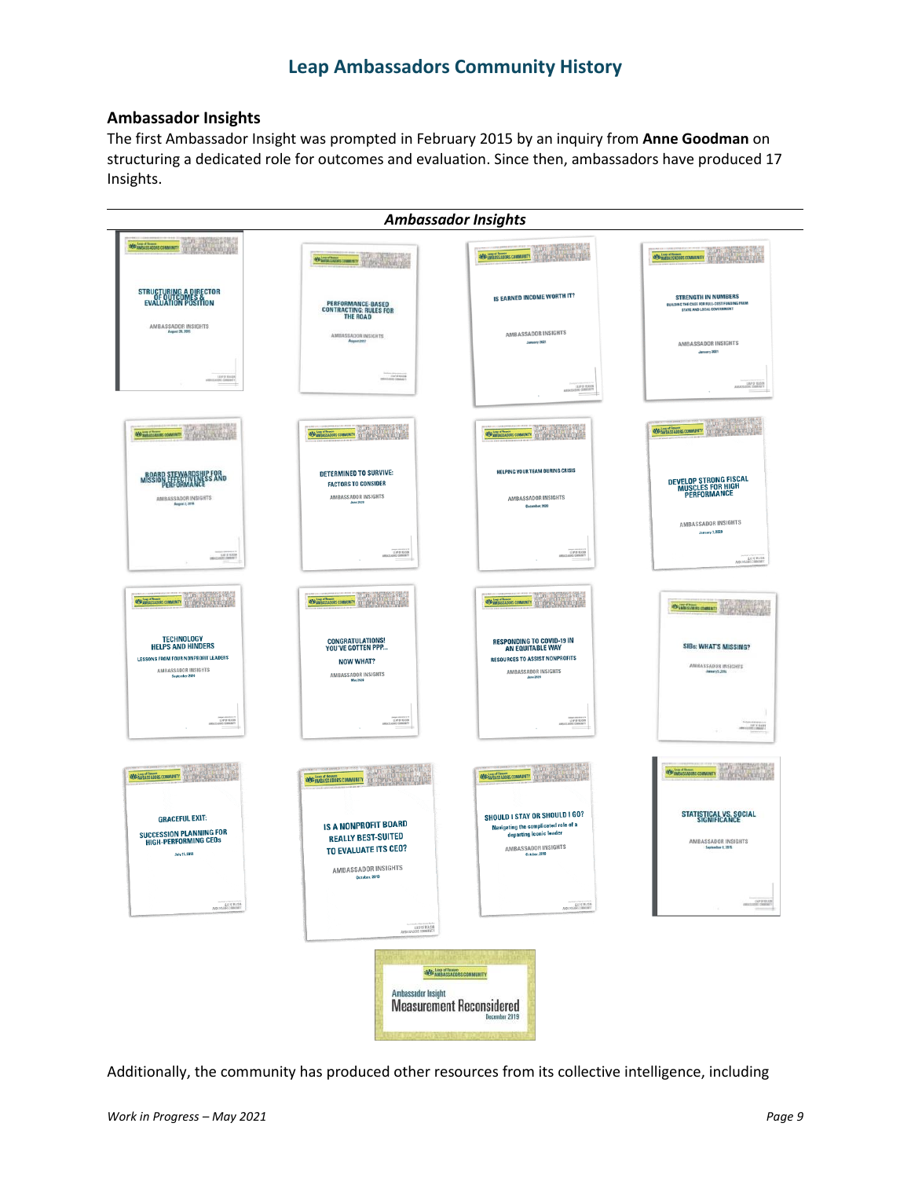## Ambassador Insights

The first Ambassador Insight was prompted in February 2015 by an inquiry from **Anne Goodman** on structuring a dedicated role for outcomes and evaluation. Since then, ambassadors have produced 17 Insights.

***Ambassador Insights***

| | | | |
|---|---|---|---|
| STRUCTURING A DIRECTOR OF OUTCOMES & EVALUATION POSITION | PERFORMANCE-BASED CONTRACTING: RULES FOR THE ROAD | IS EARNED INCOME WORTH IT? | STRENGTH IN NUMBERS: BUILDING THE CASE FOR FULL-COST FUNDING FROM STATE AND LOCAL GOVERNMENT |
| BOARD STEWARDSHIP FOR MISSION EFFECTIVENESS AND PERFORMANCE | DETERMINED TO SURVIVE: FACTORS TO CONSIDER | HELPING YOUR TEAM DURING CRISIS | DEVELOP STRONG FISCAL MUSCLES FOR HIGH PERFORMANCE |
| TECHNOLOGY HELPS AND HINDERS: LESSONS FROM FOUR NONPROFIT LEADERS | CONGRATULATIONS! YOU'VE GOTTEN PPP... NOW WHAT? | RESPONDING TO COVID-19 IN AN EQUITABLE WAY: RESOURCES TO ASSIST NONPROFITS | SIBs: WHAT'S MISSING? |
| GRACEFUL EXIT: SUCCESSION PLANNING FOR HIGH-PERFORMING CEOs | IS A NONPROFIT BOARD REALLY BEST-SUITED TO EVALUATE ITS CEO? | SHOULD I STAY OR SHOULD I GO? Navigating the complicated role of a departing iconic leader | STATISTICAL VS. SOCIAL SIGNIFICANCE |
| | Ambassador Insight: Measurement Reconsidered (December 2019) | | |

Additionally, the community has produced other resources from its collective intelligence, including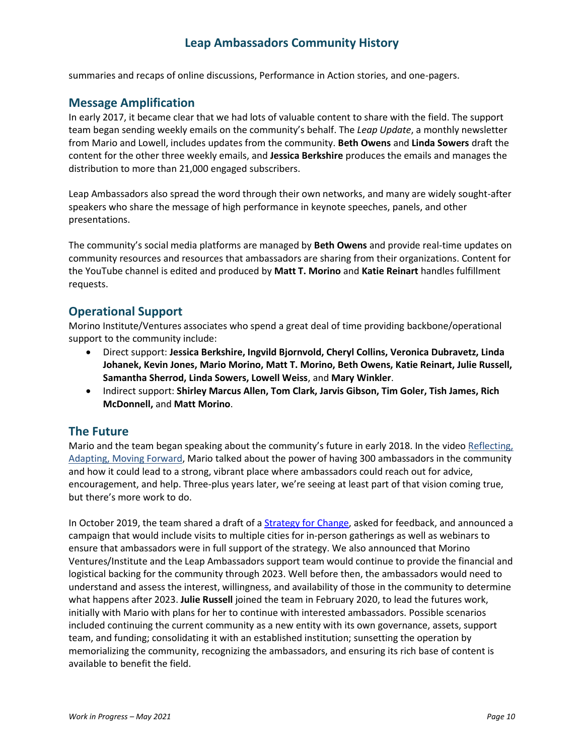summaries and recaps of online discussions, Performance in Action stories, and one-pagers.

## Message Amplification

In early 2017, it became clear that we had lots of valuable content to share with the field. The support team began sending weekly emails on the community's behalf. The *Leap Update*, a monthly newsletter from Mario and Lowell, includes updates from the community. **Beth Owens** and **Linda Sowers** draft the content for the other three weekly emails, and **Jessica Berkshire** produces the emails and manages the distribution to more than 21,000 engaged subscribers.

Leap Ambassadors also spread the word through their own networks, and many are widely sought-after speakers who share the message of high performance in keynote speeches, panels, and other presentations.

The community's social media platforms are managed by **Beth Owens** and provide real-time updates on community resources and resources that ambassadors are sharing from their organizations. Content for the YouTube channel is edited and produced by **Matt T. Morino** and **Katie Reinart** handles fulfillment requests.

## Operational Support

Morino Institute/Ventures associates who spend a great deal of time providing backbone/operational support to the community include:

- Direct support: **Jessica Berkshire, Ingvild Bjornvold, Cheryl Collins, Veronica Dubravetz, Linda Johanek, Kevin Jones, Mario Morino, Matt T. Morino, Beth Owens, Katie Reinart, Julie Russell, Samantha Sherrod, Linda Sowers, Lowell Weiss**, and **Mary Winkler**.
- Indirect support: **Shirley Marcus Allen, Tom Clark, Jarvis Gibson, Tim Goler, Tish James, Rich McDonnell,** and **Matt Morino**.

## The Future

Mario and the team began speaking about the community's future in early 2018. In the video Reflecting, Adapting, Moving Forward, Mario talked about the power of having 300 ambassadors in the community and how it could lead to a strong, vibrant place where ambassadors could reach out for advice, encouragement, and help. Three-plus years later, we're seeing at least part of that vision coming true, but there's more work to do.

In October 2019, the team shared a draft of a Strategy for Change, asked for feedback, and announced a campaign that would include visits to multiple cities for in-person gatherings as well as webinars to ensure that ambassadors were in full support of the strategy. We also announced that Morino Ventures/Institute and the Leap Ambassadors support team would continue to provide the financial and logistical backing for the community through 2023. Well before then, the ambassadors would need to understand and assess the interest, willingness, and availability of those in the community to determine what happens after 2023. **Julie Russell** joined the team in February 2020, to lead the futures work, initially with Mario with plans for her to continue with interested ambassadors. Possible scenarios included continuing the current community as a new entity with its own governance, assets, support team, and funding; consolidating it with an established institution; sunsetting the operation by memorializing the community, recognizing the ambassadors, and ensuring its rich base of content is available to benefit the field.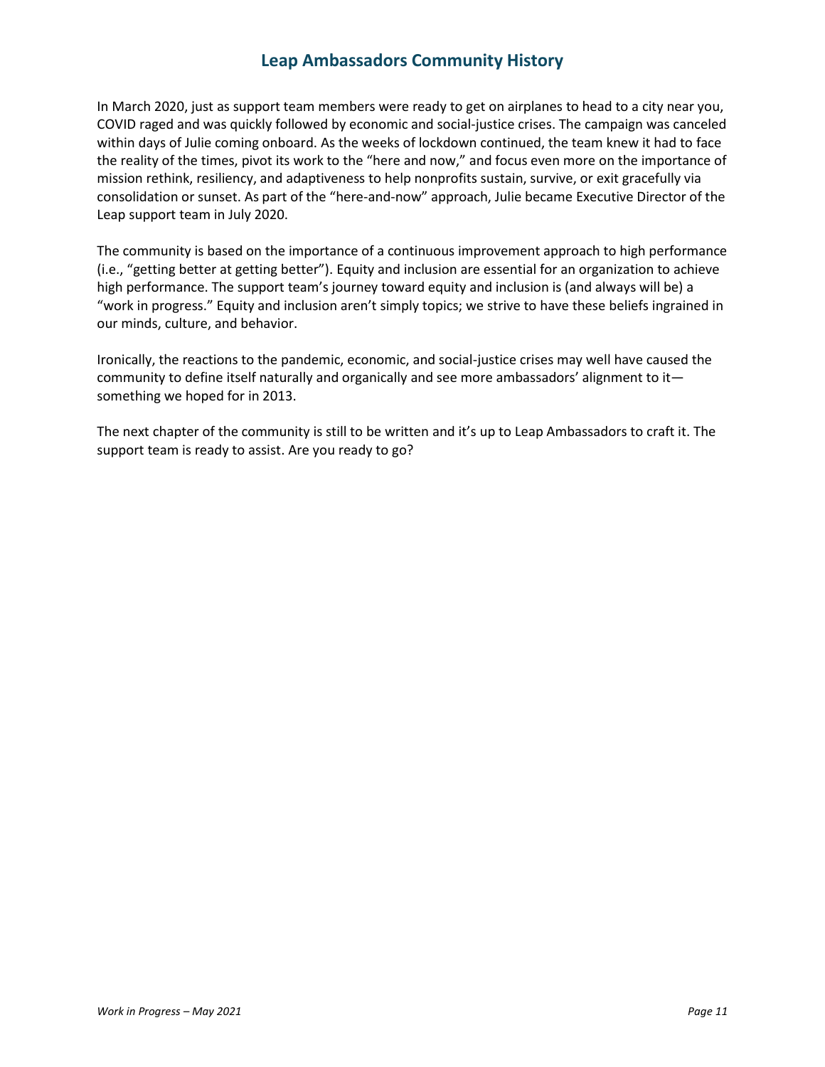## Leap Ambassadors Community History

In March 2020, just as support team members were ready to get on airplanes to head to a city near you, COVID raged and was quickly followed by economic and social-justice crises. The campaign was canceled within days of Julie coming onboard. As the weeks of lockdown continued, the team knew it had to face the reality of the times, pivot its work to the "here and now," and focus even more on the importance of mission rethink, resiliency, and adaptiveness to help nonprofits sustain, survive, or exit gracefully via consolidation or sunset. As part of the "here-and-now" approach, Julie became Executive Director of the Leap support team in July 2020.

The community is based on the importance of a continuous improvement approach to high performance (i.e., "getting better at getting better"). Equity and inclusion are essential for an organization to achieve high performance. The support team's journey toward equity and inclusion is (and always will be) a "work in progress." Equity and inclusion aren't simply topics; we strive to have these beliefs ingrained in our minds, culture, and behavior.

Ironically, the reactions to the pandemic, economic, and social-justice crises may well have caused the community to define itself naturally and organically and see more ambassadors' alignment to it—something we hoped for in 2013.

The next chapter of the community is still to be written and it's up to Leap Ambassadors to craft it. The support team is ready to assist. Are you ready to go?